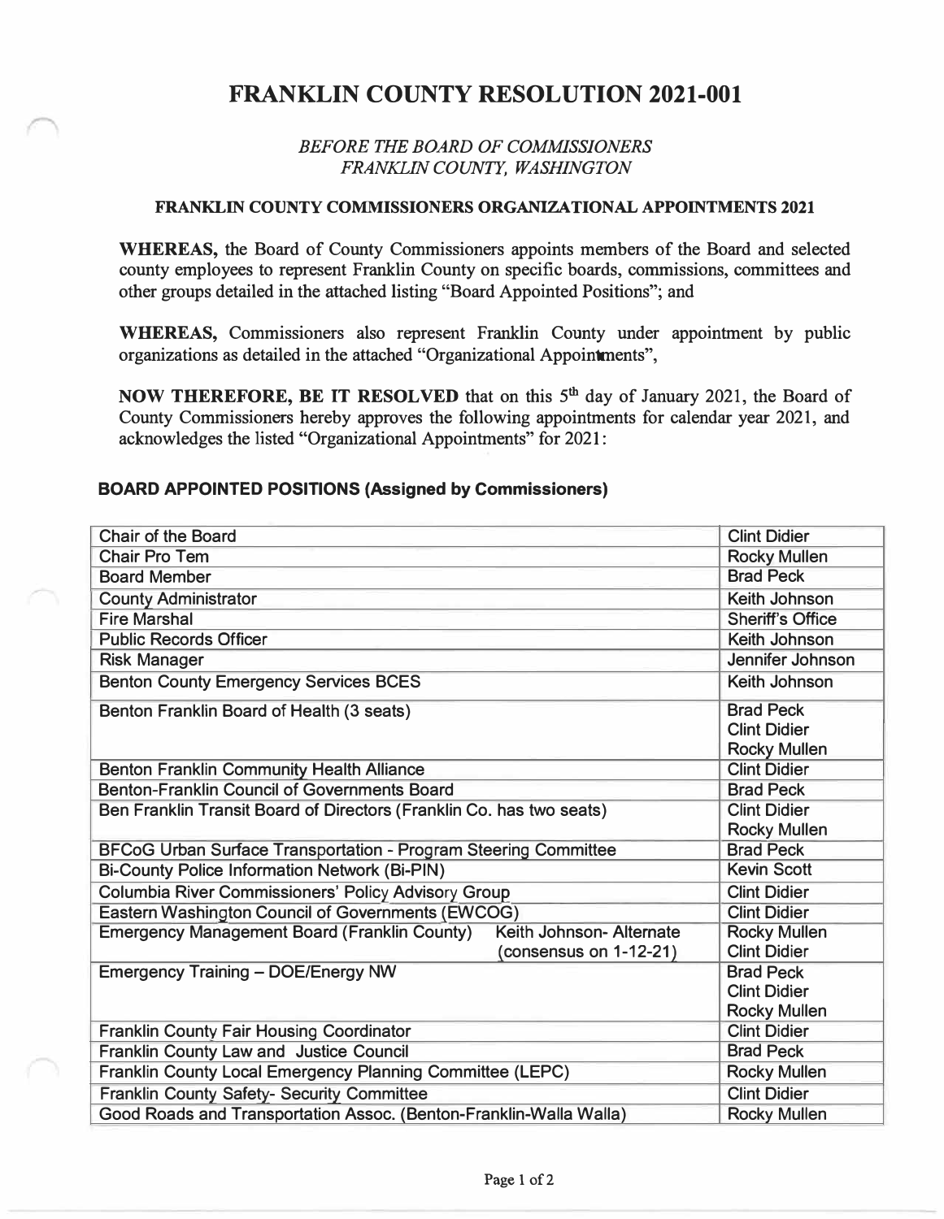# FRANKLIN COUNTY RESOLUTION 2021-001

*BEFORE THE BOARD OF COMMISSIONERS*
*FRANKLIN COUNTY, WASHINGTON*

**FRANKLIN COUNTY COMMISSIONERS ORGANIZATIONAL APPOINTMENTS 2021**

**WHEREAS,** the Board of County Commissioners appoints members of the Board and selected county employees to represent Franklin County on specific boards, commissions, committees and other groups detailed in the attached listing "Board Appointed Positions"; and

**WHEREAS,** Commissioners also represent Franklin County under appointment by public organizations as detailed in the attached "Organizational Appointments",

**NOW THEREFORE, BE IT RESOLVED** that on this 5th day of January 2021, the Board of County Commissioners hereby approves the following appointments for calendar year 2021, and acknowledges the listed "Organizational Appointments" for 2021:

### BOARD APPOINTED POSITIONS (Assigned by Commissioners)

| Position | Appointee |
|---|---|
| Chair of the Board | Clint Didier |
| Chair Pro Tem | Rocky Mullen |
| Board Member | Brad Peck |
| County Administrator | Keith Johnson |
| Fire Marshal | Sheriff's Office |
| Public Records Officer | Keith Johnson |
| Risk Manager | Jennifer Johnson |
| Benton County Emergency Services BCES | Keith Johnson |
| Benton Franklin Board of Health (3 seats) | Brad Peck<br>Clint Didier<br>Rocky Mullen |
| Benton Franklin Community Health Alliance | Clint Didier |
| Benton-Franklin Council of Governments Board | Brad Peck |
| Ben Franklin Transit Board of Directors (Franklin Co. has two seats) | Clint Didier<br>Rocky Mullen |
| BFCoG Urban Surface Transportation - Program Steering Committee | Brad Peck |
| Bi-County Police Information Network (Bi-PIN) | Kevin Scott |
| Columbia River Commissioners' Policy Advisory Group | Clint Didier |
| Eastern Washington Council of Governments (EWCOG) | Clint Didier |
| Emergency Management Board (Franklin County) Keith Johnson- Alternate (consensus on 1-12-21) | Rocky Mullen<br>Clint Didier |
| Emergency Training – DOE/Energy NW | Brad Peck<br>Clint Didier<br>Rocky Mullen |
| Franklin County Fair Housing Coordinator | Clint Didier |
| Franklin County Law and Justice Council | Brad Peck |
| Franklin County Local Emergency Planning Committee (LEPC) | Rocky Mullen |
| Franklin County Safety- Security Committee | Clint Didier |
| Good Roads and Transportation Assoc. (Benton-Franklin-Walla Walla) | Rocky Mullen |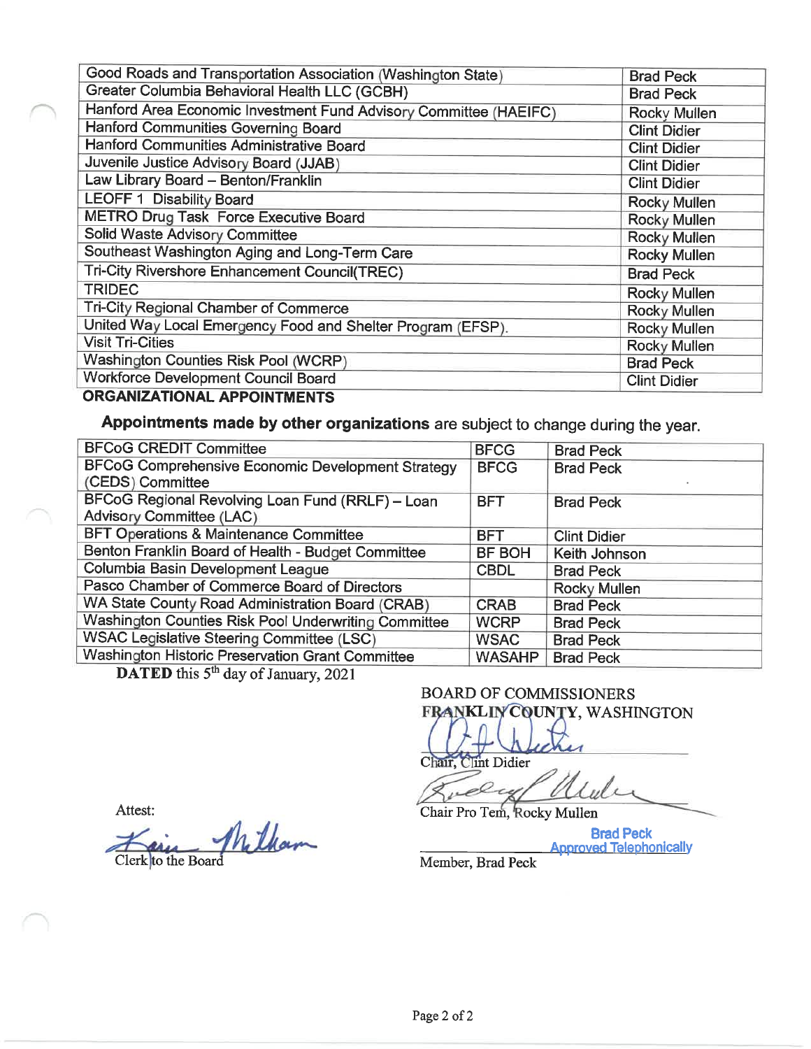| | |
|---|---|
| Good Roads and Transportation Association (Washington State) | Brad Peck |
| Greater Columbia Behavioral Health LLC (GCBH) | Brad Peck |
| Hanford Area Economic Investment Fund Advisory Committee (HAEIFC) | Rocky Mullen |
| Hanford Communities Governing Board | Clint Didier |
| Hanford Communities Administrative Board | Clint Didier |
| Juvenile Justice Advisory Board (JJAB) | Clint Didier |
| Law Library Board – Benton/Franklin | Clint Didier |
| LEOFF 1 Disability Board | Rocky Mullen |
| METRO Drug Task Force Executive Board | Rocky Mullen |
| Solid Waste Advisory Committee | Rocky Mullen |
| Southeast Washington Aging and Long-Term Care | Rocky Mullen |
| Tri-City Rivershore Enhancement Council(TREC) | Brad Peck |
| TRIDEC | Rocky Mullen |
| Tri-City Regional Chamber of Commerce | Rocky Mullen |
| United Way Local Emergency Food and Shelter Program (EFSP). | Rocky Mullen |
| Visit Tri-Cities | Rocky Mullen |
| Washington Counties Risk Pool (WCRP) | Brad Peck |
| Workforce Development Council Board | Clint Didier |

**ORGANIZATIONAL APPOINTMENTS**

**Appointments made by other organizations** are subject to change during the year.

| | | |
|---|---|---|
| BFCoG CREDIT Committee | BFCG | Brad Peck |
| BFCoG Comprehensive Economic Development Strategy (CEDS) Committee | BFCG | Brad Peck |
| BFCoG Regional Revolving Loan Fund (RRLF) – Loan Advisory Committee (LAC) | BFT | Brad Peck |
| BFT Operations & Maintenance Committee | BFT | Clint Didier |
| Benton Franklin Board of Health - Budget Committee | BF BOH | Keith Johnson |
| Columbia Basin Development League | CBDL | Brad Peck |
| Pasco Chamber of Commerce Board of Directors | | Rocky Mullen |
| WA State County Road Administration Board (CRAB) | CRAB | Brad Peck |
| Washington Counties Risk Pool Underwriting Committee | WCRP | Brad Peck |
| WSAC Legislative Steering Committee (LSC) | WSAC | Brad Peck |
| Washington Historic Preservation Grant Committee | WASAHP | Brad Peck |

**DATED** this 5th day of January, 2021

BOARD OF COMMISSIONERS
FRANKLIN COUNTY, WASHINGTON

Chair, Clint Didier

Chair Pro Tem, Rocky Mullen

Brad Peck
Approved Telephonically

Member, Brad Peck

Attest:

Clerk to the Board